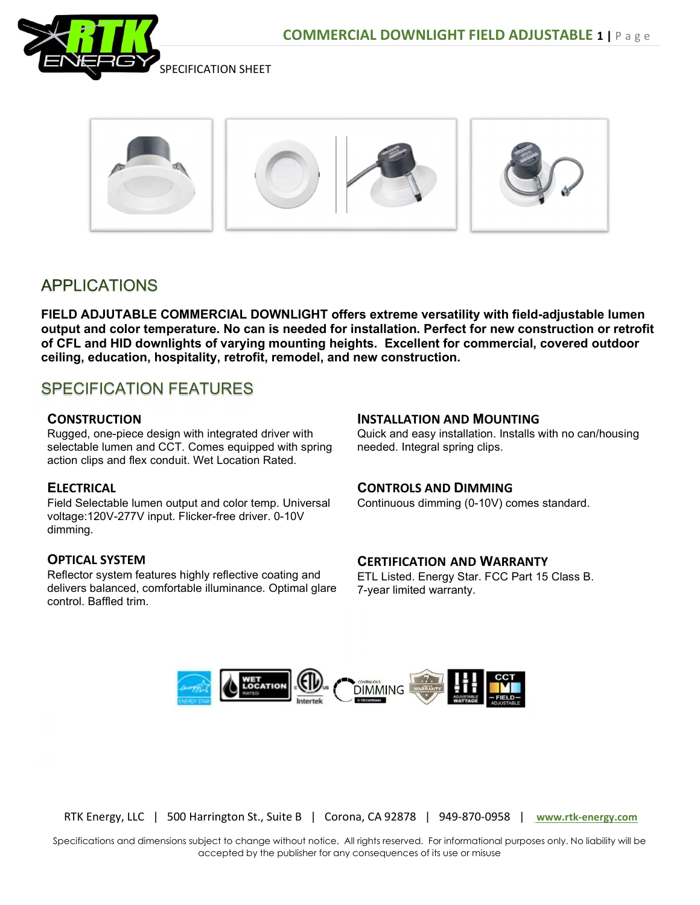# COMMERCIAL DOWNLIGHT FIELD ADJUSTABLE

SPECIFICATION SHEET

## APPLICATIONS

**FIELD ADJUTABLE COMMERCIAL DOWNLIGHT offers extreme versatility with field-adjustable lumen output and color temperature. No can is needed for installation. Perfect for new construction or retrofit of CFL and HID downlights of varying mounting heights. Excellent for commercial, covered outdoor ceiling, education, hospitality, retrofit, remodel, and new construction.**

## SPECIFICATION FEATURES

### CONSTRUCTION

Rugged, one-piece design with integrated driver with selectable lumen and CCT. Comes equipped with spring action clips and flex conduit. Wet Location Rated.

### ELECTRICAL

Field Selectable lumen output and color temp. Universal voltage:120V-277V input. Flicker-free driver. 0-10V dimming.

### OPTICAL SYSTEM

Reflector system features highly reflective coating and delivers balanced, comfortable illuminance. Optimal glare control. Baffled trim.

### INSTALLATION AND MOUNTING

Quick and easy installation. Installs with no can/housing needed. Integral spring clips.

### CONTROLS AND DIMMING

Continuous dimming (0-10V) comes standard.

### CERTIFICATION AND WARRANTY

ETL Listed. Energy Star. FCC Part 15 Class B. 7-year limited warranty.

RTK Energy, LLC | 500 Harrington St., Suite B | Corona, CA 92878 | 949-870-0958 | www.rtk-energy.com

Specifications and dimensions subject to change without notice. All rights reserved. For informational purposes only. No liability will be accepted by the publisher for any consequences of its use or misuse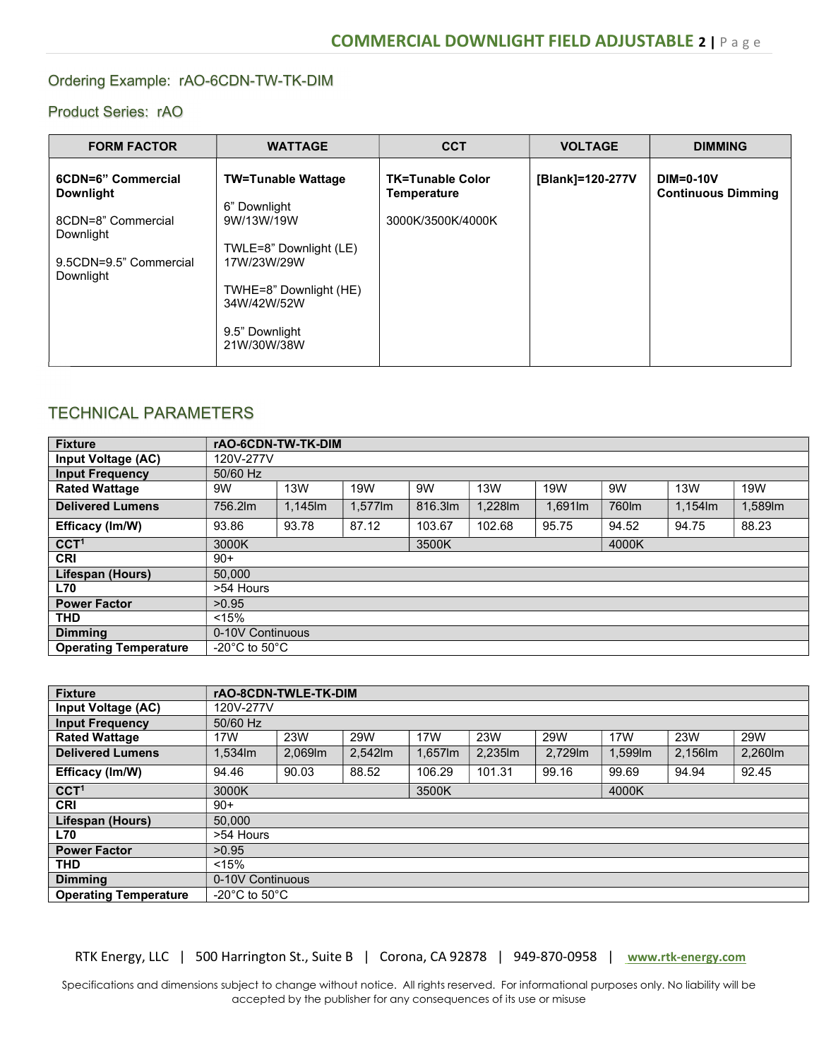Ordering Example: rAO-6CDN-TW-TK-DIM

Product Series: rAO

| FORM FACTOR | WATTAGE | CCT | VOLTAGE | DIMMING |
|---|---|---|---|---|
| **6CDN=6" Commercial Downlight**<br><br>8CDN=8" Commercial Downlight<br><br>9.5CDN=9.5" Commercial Downlight | **TW=Tunable Wattage**<br><br>6" Downlight<br>9W/13W/19W<br><br>TWLE=8" Downlight (LE)<br>17W/23W/29W<br><br>TWHE=8" Downlight (HE)<br>34W/42W/52W<br><br>9.5" Downlight<br>21W/30W/38W | **TK=Tunable Color Temperature**<br><br>3000K/3500K/4000K | **[Blank]=120-277V** | **DIM=0-10V Continuous Dimming** |

## TECHNICAL PARAMETERS

| **Fixture** | **rAO-6CDN-TW-TK-DIM** | | | | | | | | |
|---|---|---|---|---|---|---|---|---|---|
| **Input Voltage (AC)** | 120V-277V | | | | | | | | |
| **Input Frequency** | 50/60 Hz | | | | | | | | |
| **Rated Wattage** | 9W | 13W | 19W | 9W | 13W | 19W | 9W | 13W | 19W |
| **Delivered Lumens** | 756.2lm | 1,145lm | 1,577lm | 816.3lm | 1,228lm | 1,691lm | 760lm | 1,154lm | 1,589lm |
| **Efficacy (lm/W)** | 93.86 | 93.78 | 87.12 | 103.67 | 102.68 | 95.75 | 94.52 | 94.75 | 88.23 |
| **CCT[1]** | 3000K | | | 3500K | | | 4000K | | |
| **CRI** | 90+ | | | | | | | | |
| **Lifespan (Hours)** | 50,000 | | | | | | | | |
| **L70** | >54 Hours | | | | | | | | |
| **Power Factor** | >0.95 | | | | | | | | |
| **THD** | <15% | | | | | | | | |
| **Dimming** | 0-10V Continuous | | | | | | | | |
| **Operating Temperature** | -20°C to 50°C | | | | | | | | |

| **Fixture** | **rAO-8CDN-TWLE-TK-DIM** | | | | | | | | |
|---|---|---|---|---|---|---|---|---|---|
| **Input Voltage (AC)** | 120V-277V | | | | | | | | |
| **Input Frequency** | 50/60 Hz | | | | | | | | |
| **Rated Wattage** | 17W | 23W | 29W | 17W | 23W | 29W | 17W | 23W | 29W |
| **Delivered Lumens** | 1,534lm | 2,069lm | 2,542lm | 1,657lm | 2,235lm | 2,729lm | 1,599lm | 2,156lm | 2,260lm |
| **Efficacy (lm/W)** | 94.46 | 90.03 | 88.52 | 106.29 | 101.31 | 99.16 | 99.69 | 94.94 | 92.45 |
| **CCT[1]** | 3000K | | | 3500K | | | 4000K | | |
| **CRI** | 90+ | | | | | | | | |
| **Lifespan (Hours)** | 50,000 | | | | | | | | |
| **L70** | >54 Hours | | | | | | | | |
| **Power Factor** | >0.95 | | | | | | | | |
| **THD** | <15% | | | | | | | | |
| **Dimming** | 0-10V Continuous | | | | | | | | |
| **Operating Temperature** | -20°C to 50°C | | | | | | | | |

RTK Energy, LLC | 500 Harrington St., Suite B | Corona, CA 92878 | 949-870-0958 | www.rtk-energy.com

Specifications and dimensions subject to change without notice. All rights reserved. For informational purposes only. No liability will be accepted by the publisher for any consequences of its use or misuse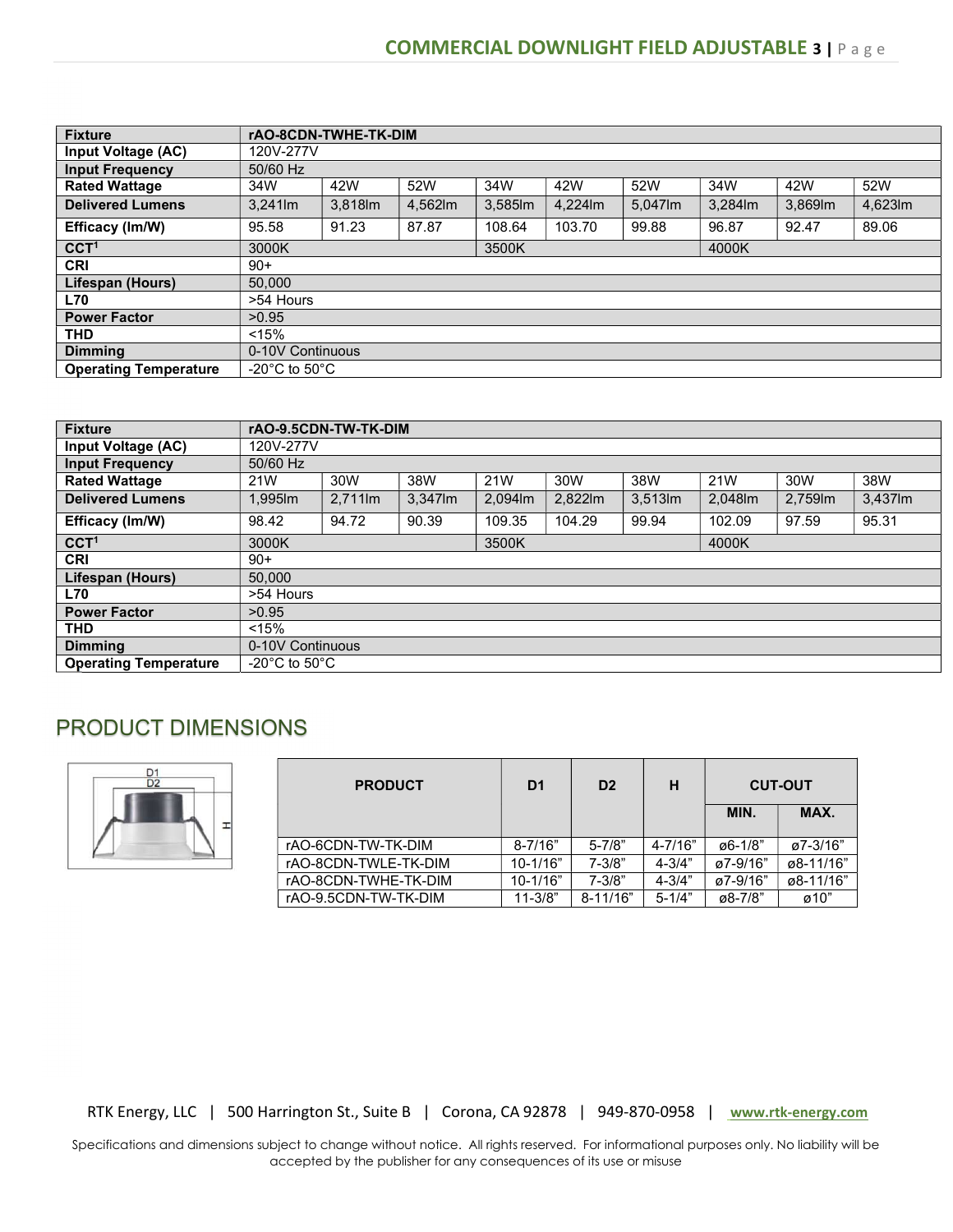| Fixture | rAO-8CDN-TWHE-TK-DIM | | | | | | | | |
|---|---|---|---|---|---|---|---|---|---|
| Input Voltage (AC) | 120V-277V | | | | | | | | |
| Input Frequency | 50/60 Hz | | | | | | | | |
| Rated Wattage | 34W | 42W | 52W | 34W | 42W | 52W | 34W | 42W | 52W |
| Delivered Lumens | 3,241lm | 3,818lm | 4,562lm | 3,585lm | 4,224lm | 5,047lm | 3,284lm | 3,869lm | 4,623lm |
| Efficacy (lm/W) | 95.58 | 91.23 | 87.87 | 108.64 | 103.70 | 99.88 | 96.87 | 92.47 | 89.06 |
| CCT[1] | 3000K | | | 3500K | | | 4000K | | |
| CRI | 90+ | | | | | | | | |
| Lifespan (Hours) | 50,000 | | | | | | | | |
| L70 | >54 Hours | | | | | | | | |
| Power Factor | >0.95 | | | | | | | | |
| THD | <15% | | | | | | | | |
| Dimming | 0-10V Continuous | | | | | | | | |
| Operating Temperature | -20°C to 50°C | | | | | | | | |

| Fixture | rAO-9.5CDN-TW-TK-DIM | | | | | | | | |
|---|---|---|---|---|---|---|---|---|---|
| Input Voltage (AC) | 120V-277V | | | | | | | | |
| Input Frequency | 50/60 Hz | | | | | | | | |
| Rated Wattage | 21W | 30W | 38W | 21W | 30W | 38W | 21W | 30W | 38W |
| Delivered Lumens | 1,995lm | 2,711lm | 3,347lm | 2,094lm | 2,822lm | 3,513lm | 2,048lm | 2,759lm | 3,437lm |
| Efficacy (lm/W) | 98.42 | 94.72 | 90.39 | 109.35 | 104.29 | 99.94 | 102.09 | 97.59 | 95.31 |
| CCT[1] | 3000K | | | 3500K | | | 4000K | | |
| CRI | 90+ | | | | | | | | |
| Lifespan (Hours) | 50,000 | | | | | | | | |
| L70 | >54 Hours | | | | | | | | |
| Power Factor | >0.95 | | | | | | | | |
| THD | <15% | | | | | | | | |
| Dimming | 0-10V Continuous | | | | | | | | |
| Operating Temperature | -20°C to 50°C | | | | | | | | |

## PRODUCT DIMENSIONS

| PRODUCT | D1 | D2 | H | CUT-OUT | |
|---|---|---|---|---|---|
| | | | | MIN. | MAX. |
| rAO-6CDN-TW-TK-DIM | 8-7/16" | 5-7/8" | 4-7/16" | ø6-1/8" | ø7-3/16" |
| rAO-8CDN-TWLE-TK-DIM | 10-1/16" | 7-3/8" | 4-3/4" | ø7-9/16" | ø8-11/16" |
| rAO-8CDN-TWHE-TK-DIM | 10-1/16" | 7-3/8" | 4-3/4" | ø7-9/16" | ø8-11/16" |
| rAO-9.5CDN-TW-TK-DIM | 11-3/8" | 8-11/16" | 5-1/4" | ø8-7/8" | ø10" |

RTK Energy, LLC | 500 Harrington St., Suite B | Corona, CA 92878 | 949-870-0958 | www.rtk-energy.com

Specifications and dimensions subject to change without notice. All rights reserved. For informational purposes only. No liability will be accepted by the publisher for any consequences of its use or misuse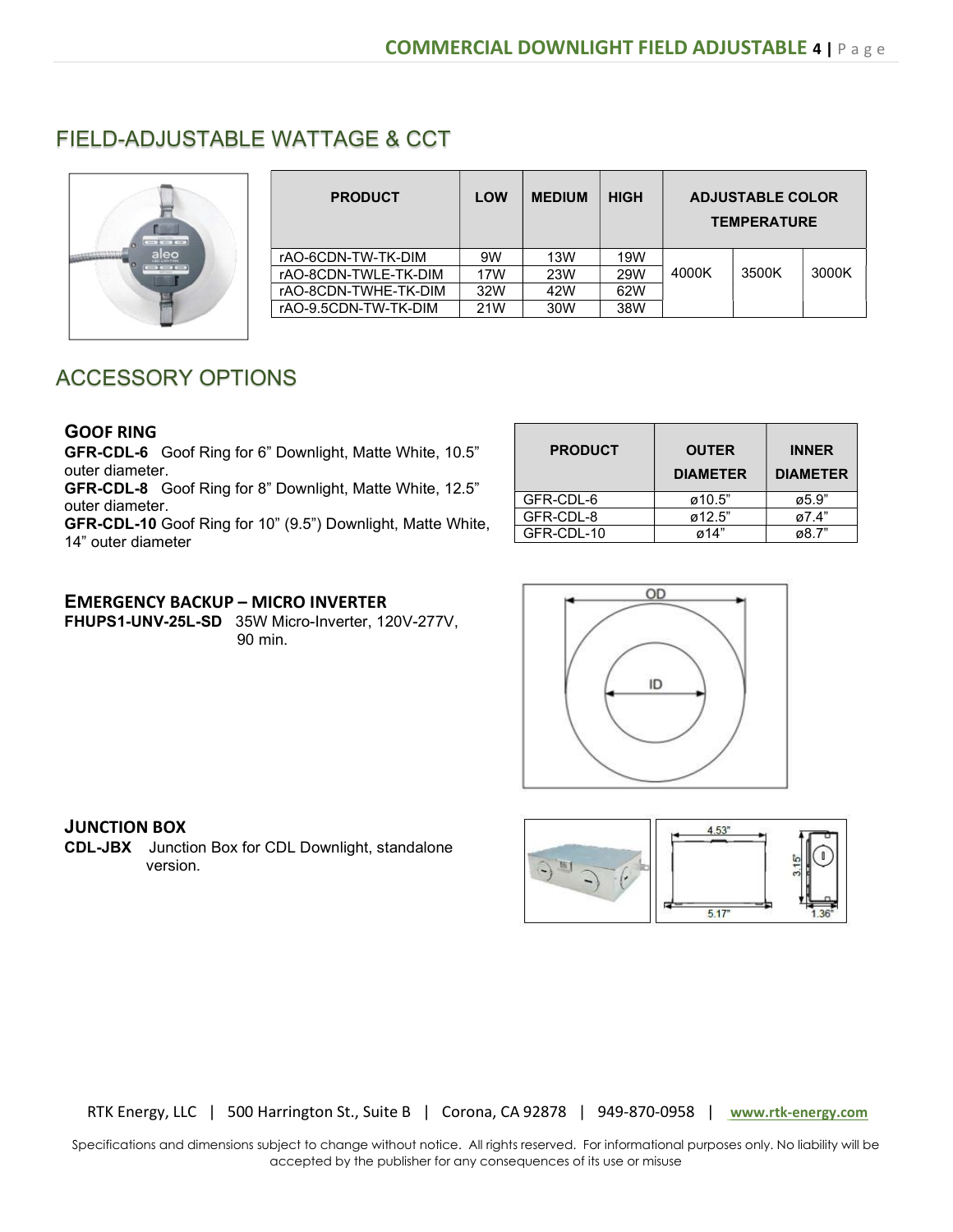## FIELD-ADJUSTABLE WATTAGE & CCT

| PRODUCT | LOW | MEDIUM | HIGH | ADJUSTABLE COLOR TEMPERATURE | | |
|---|---|---|---|---|---|---|
| rAO-6CDN-TW-TK-DIM | 9W | 13W | 19W | 4000K | 3500K | 3000K |
| rAO-8CDN-TWLE-TK-DIM | 17W | 23W | 29W | | | |
| rAO-8CDN-TWHE-TK-DIM | 32W | 42W | 62W | | | |
| rAO-9.5CDN-TW-TK-DIM | 21W | 30W | 38W | | | |

## ACCESSORY OPTIONS

### GOOF RING

**GFR-CDL-6** Goof Ring for 6" Downlight, Matte White, 10.5" outer diameter.
**GFR-CDL-8** Goof Ring for 8" Downlight, Matte White, 12.5" outer diameter.
**GFR-CDL-10** Goof Ring for 10" (9.5") Downlight, Matte White, 14" outer diameter

| PRODUCT | OUTER DIAMETER | INNER DIAMETER |
|---|---|---|
| GFR-CDL-6 | ø10.5" | ø5.9" |
| GFR-CDL-8 | ø12.5" | ø7.4" |
| GFR-CDL-10 | ø14" | ø8.7" |

OD

ID

### EMERGENCY BACKUP – MICRO INVERTER

**FHUPS1-UNV-25L-SD** 35W Micro-Inverter, 120V-277V, 90 min.

### JUNCTION BOX

**CDL-JBX** Junction Box for CDL Downlight, standalone version.

4.53"

5.17"

3.15"

1.36"

RTK Energy, LLC | 500 Harrington St., Suite B | Corona, CA 92878 | 949-870-0958 | www.rtk-energy.com

Specifications and dimensions subject to change without notice. All rights reserved. For informational purposes only. No liability will be accepted by the publisher for any consequences of its use or misuse